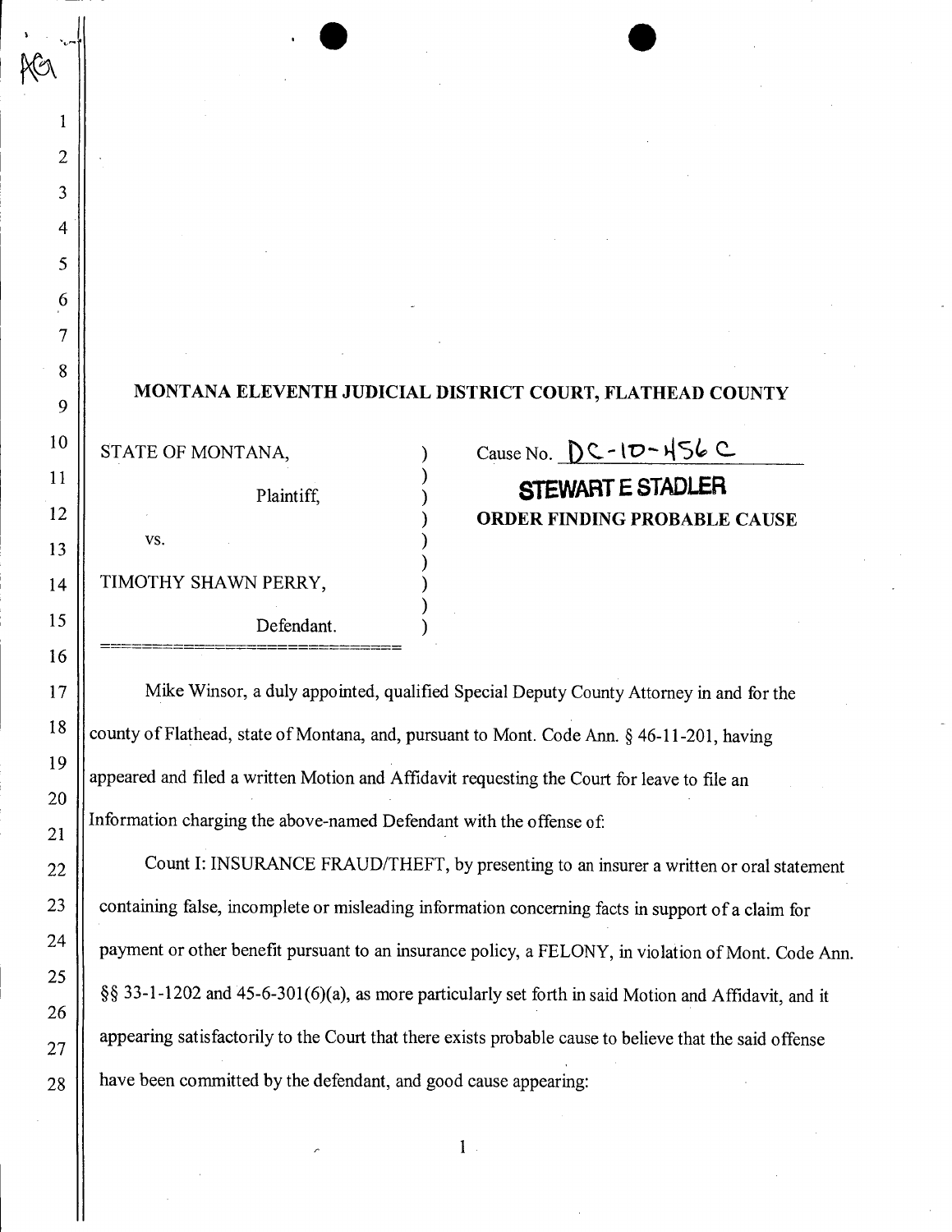## MONTANA ELEVENTH JUDICIAL DISTRICT COURT, FLATHEAD COUNTY

STATE OF MONTANA,

Plaintiff,

vs.

TIMOTHY SHAWN PERRY,

Defendant.

Cause No. DC-10-456 C

**STEWART E STADLER**

**ORDER FINDING PROBABLE CAUSE**

Mike Winsor, a duly appointed, qualified Special Deputy County Attorney in and for the county of Flathead, state of Montana, and, pursuant to Mont. Code Ann. § 46-11-201, having appeared and filed a written Motion and Affidavit requesting the Court for leave to file an Information charging the above-named Defendant with the offense of:

Count I: INSURANCE FRAUD/THEFT, by presenting to an insurer a written or oral statement containing false, incomplete or misleading information concerning facts in support of a claim for payment or other benefit pursuant to an insurance policy, a FELONY, in violation of Mont. Code Ann. §§ 33-1-1202 and 45-6-301(6)(a), as more particularly set forth in said Motion and Affidavit, and it appearing satisfactorily to the Court that there exists probable cause to believe that the said offense have been committed by the defendant, and good cause appearing: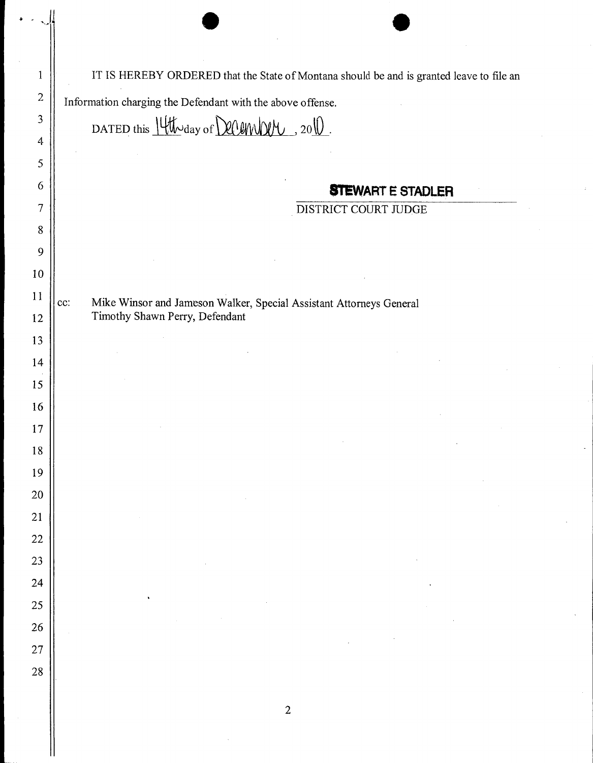IT IS HEREBY ORDERED that the State of Montana should be and is granted leave to file an Information charging the Defendant with the above offense.

DATED this 14th day of December, 2010.

**STEWART E STADLER**
DISTRICT COURT JUDGE

cc: Mike Winsor and Jameson Walker, Special Assistant Attorneys General
Timothy Shawn Perry, Defendant